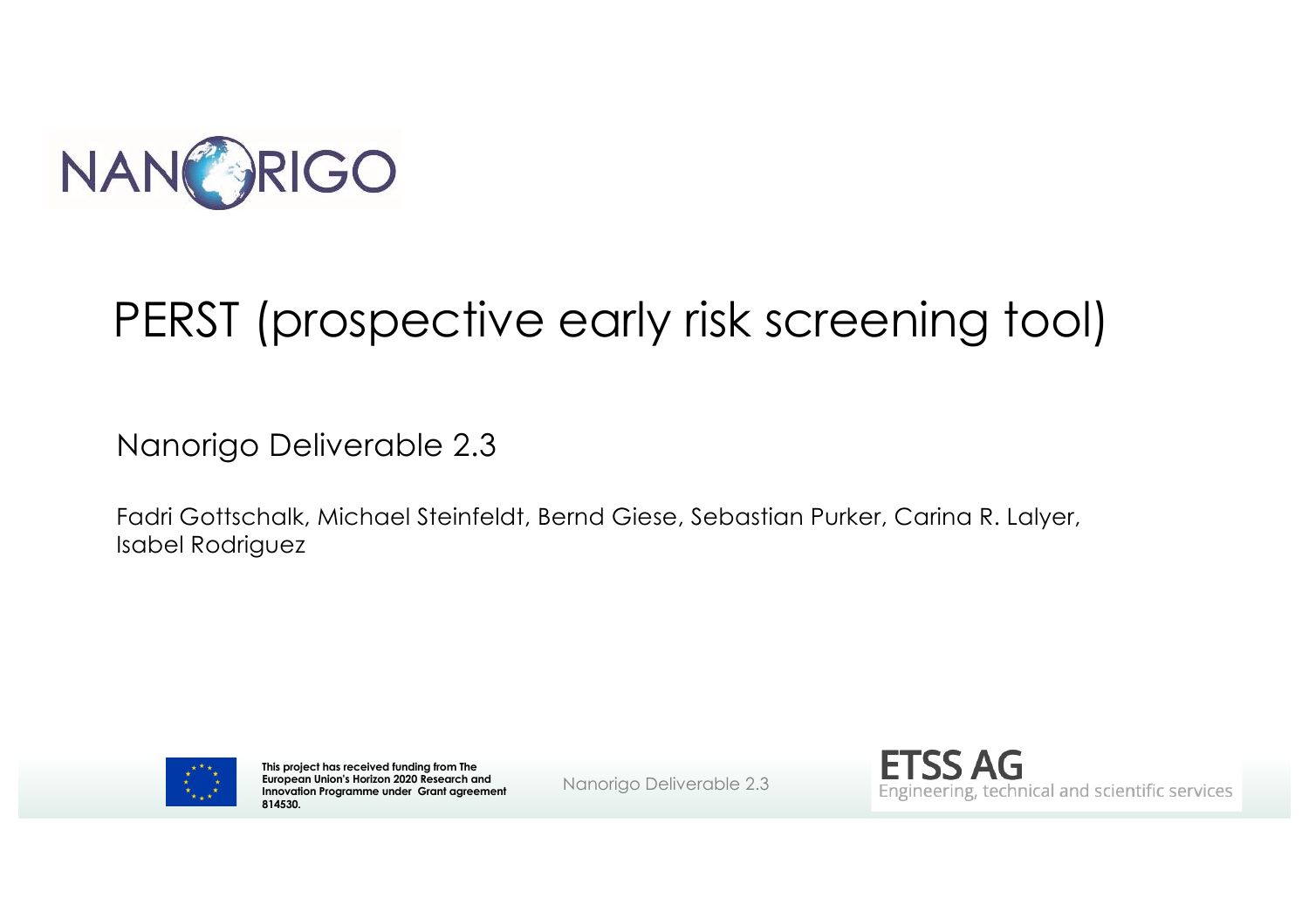NANORIGO

# PERST (prospective early risk screening tool)

Nanorigo Deliverable 2.3

Fadri Gottschalk, Michael Steinfeldt, Bernd Giese, Sebastian Purker, Carina R. Lalyer, Isabel Rodriguez

**This project has received funding from The European Union's Horizon 2020 Research and Innovation Programme under Grant agreement 814530.**

ETSS AG
Engineering, technical and scientific services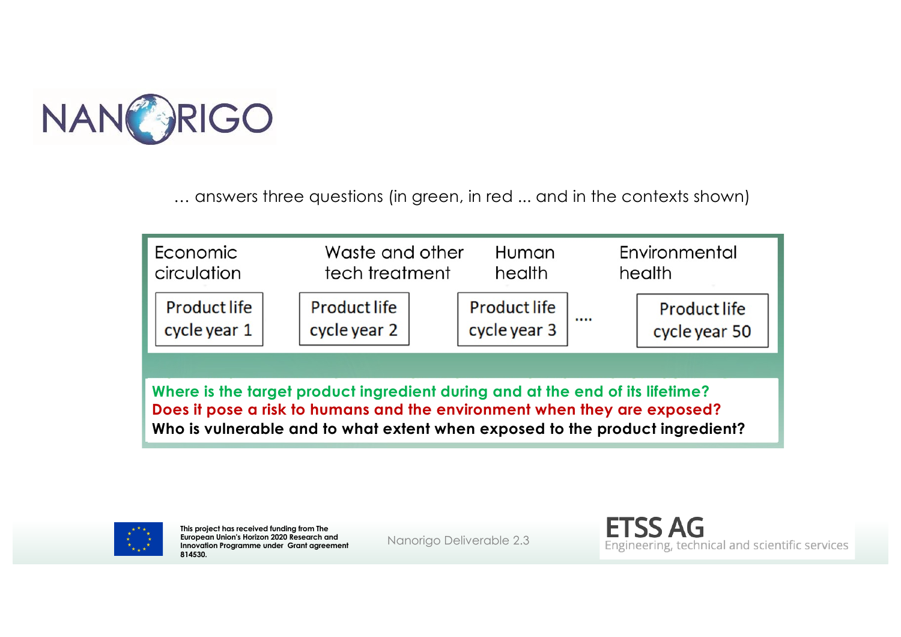… answers three questions (in green, in red ... and in the contexts shown)

| Economic circulation | Waste and other tech treatment | Human health | | Environmental health |
|---|---|---|---|---|
| Product life cycle year 1 | Product life cycle year 2 | Product life cycle year 3 | .... | Product life cycle year 50 |

**Where is the target product ingredient during and at the end of its lifetime?**

**Does it pose a risk to humans and the environment when they are exposed?**

**Who is vulnerable and to what extent when exposed to the product ingredient?**

This project has received funding from The European Union's Horizon 2020 Research and Innovation Programme under Grant agreement 814530.

Nanorigo Deliverable 2.3

ETSS AG
Engineering, technical and scientific services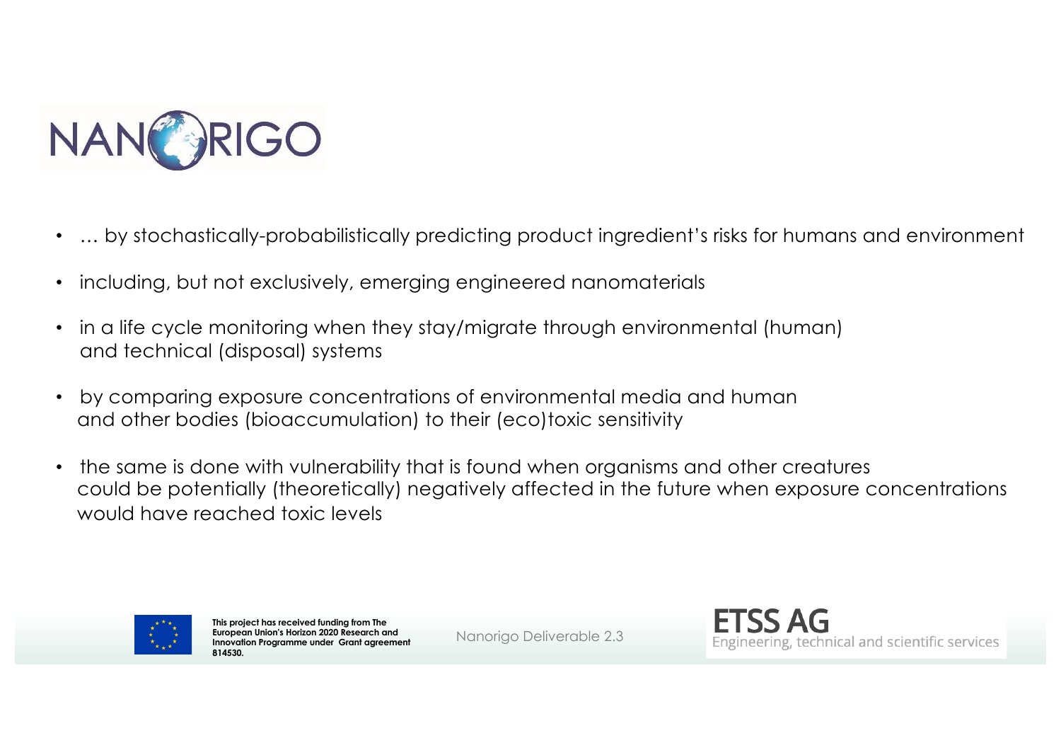- … by stochastically-probabilistically predicting product ingredient's risks for humans and environment
- including, but not exclusively, emerging engineered nanomaterials
- in a life cycle monitoring when they stay/migrate through environmental (human) and technical (disposal) systems
- by comparing exposure concentrations of environmental media and human and other bodies (bioaccumulation) to their (eco)toxic sensitivity
- the same is done with vulnerability that is found when organisms and other creatures could be potentially (theoretically) negatively affected in the future when exposure concentrations would have reached toxic levels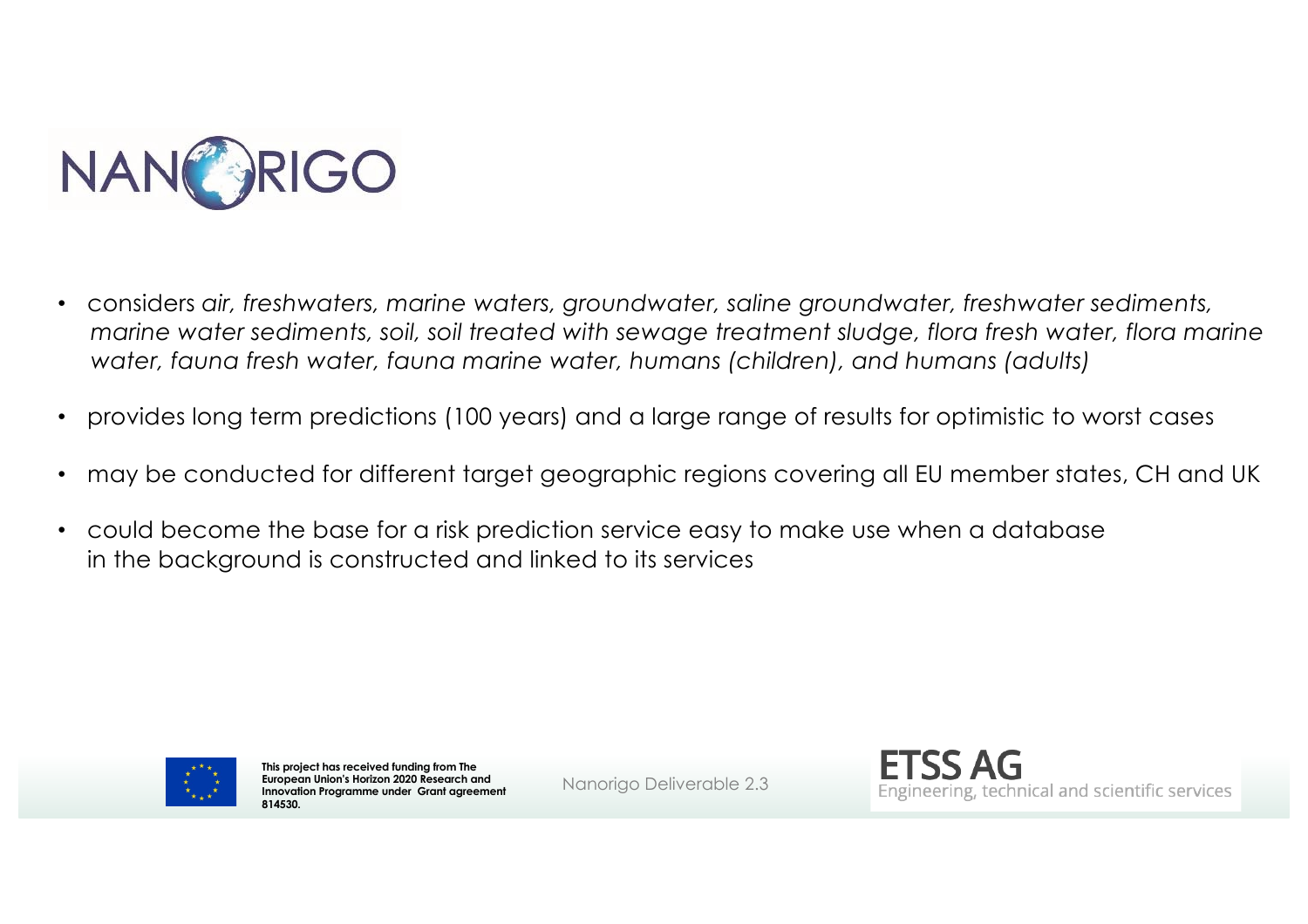- considers *air, freshwaters, marine waters, groundwater, saline groundwater, freshwater sediments, marine water sediments, soil, soil treated with sewage treatment sludge, flora fresh water, flora marine water, fauna fresh water, fauna marine water, humans (children), and humans (adults)*
- provides long term predictions (100 years) and a large range of results for optimistic to worst cases
- may be conducted for different target geographic regions covering all EU member states, CH and UK
- could become the base for a risk prediction service easy to make use when a database in the background is constructed and linked to its services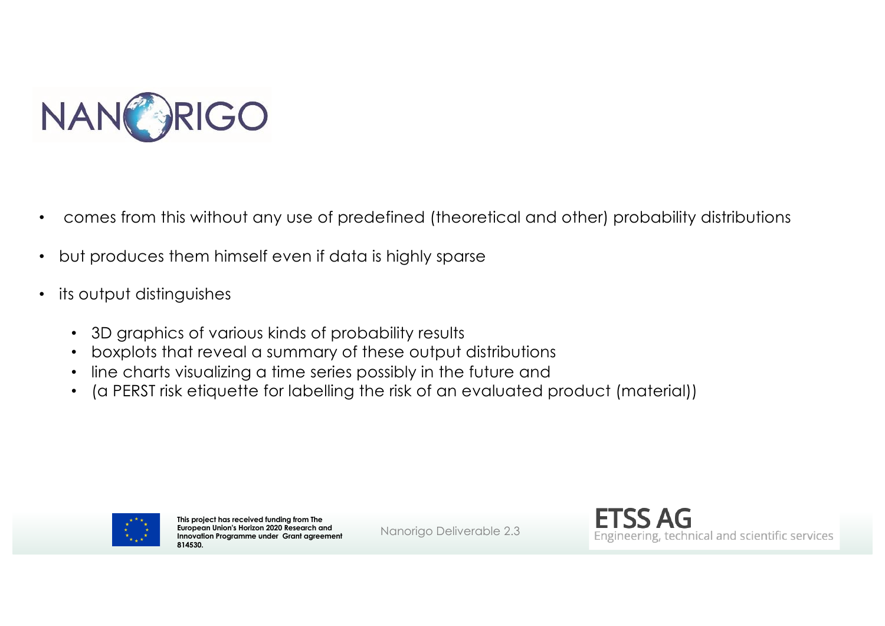- comes from this without any use of predefined (theoretical and other) probability distributions
- but produces them himself even if data is highly sparse
- its output distinguishes
  - 3D graphics of various kinds of probability results
  - boxplots that reveal a summary of these output distributions
  - line charts visualizing a time series possibly in the future and
  - (a PERST risk etiquette for labelling the risk of an evaluated product (material))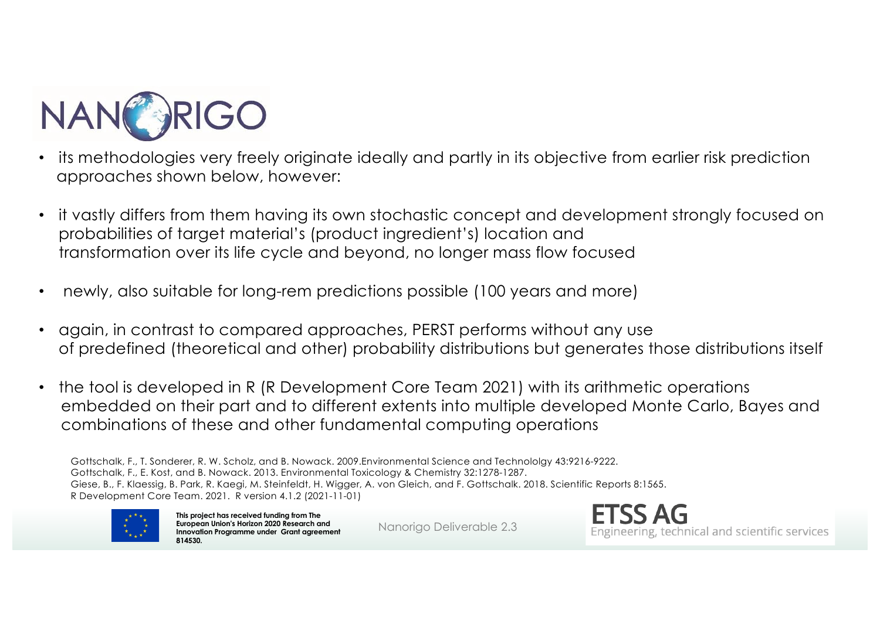- its methodologies very freely originate ideally and partly in its objective from earlier risk prediction approaches shown below, however:

- it vastly differs from them having its own stochastic concept and development strongly focused on probabilities of target material's (product ingredient's) location and transformation over its life cycle and beyond, no longer mass flow focused

- newly, also suitable for long-rem predictions possible (100 years and more)

- again, in contrast to compared approaches, PERST performs without any use of predefined (theoretical and other) probability distributions but generates those distributions itself

- the tool is developed in R (R Development Core Team 2021) with its arithmetic operations embedded on their part and to different extents into multiple developed Monte Carlo, Bayes and combinations of these and other fundamental computing operations

Gottschalk, F., T. Sonderer, R. W. Scholz, and B. Nowack. 2009.Environmental Science and Technololgy 43:9216-9222.
Gottschalk, F., E. Kost, and B. Nowack. 2013. Environmental Toxicology & Chemistry 32:1278-1287.
Giese, B., F. Klaessig, B. Park, R. Kaegi, M. Steinfeldt, H. Wigger, A. von Gleich, and F. Gottschalk. 2018. Scientific Reports 8:1565.
R Development Core Team. 2021. R version 4.1.2 (2021-11-01)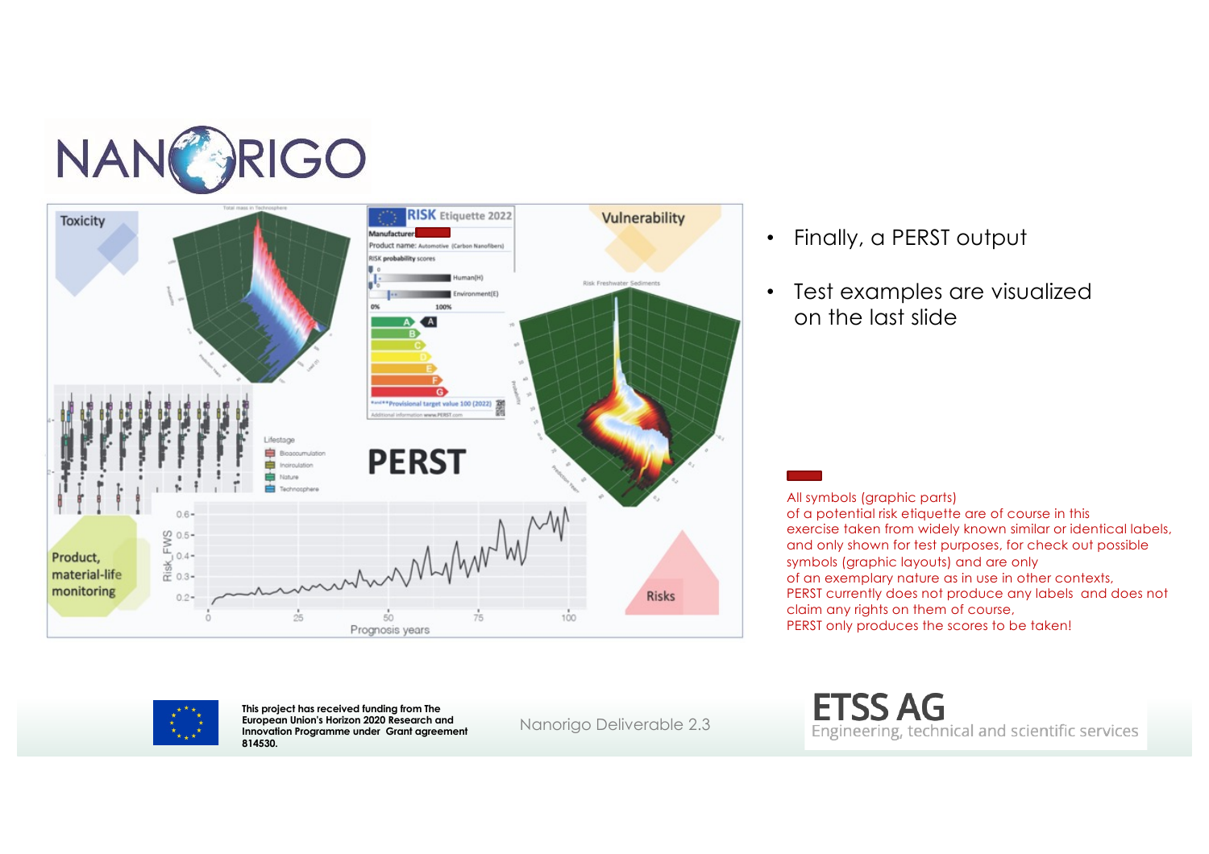- Finally, a PERST output
- Test examples are visualized on the last slide

All symbols (graphic parts) of a potential risk etiquette are of course in this exercise taken from widely known similar or identical labels, and only shown for test purposes, for check out possible symbols (graphic layouts) and are only of an exemplary nature as in use in other contexts, PERST currently does not produce any labels and does not claim any rights on them of course, PERST only produces the scores to be taken!

This project has received funding from The European Union's Horizon 2020 Research and Innovation Programme under Grant agreement 814530.

Nanorigo Deliverable 2.3

ETSS AG
Engineering, technical and scientific services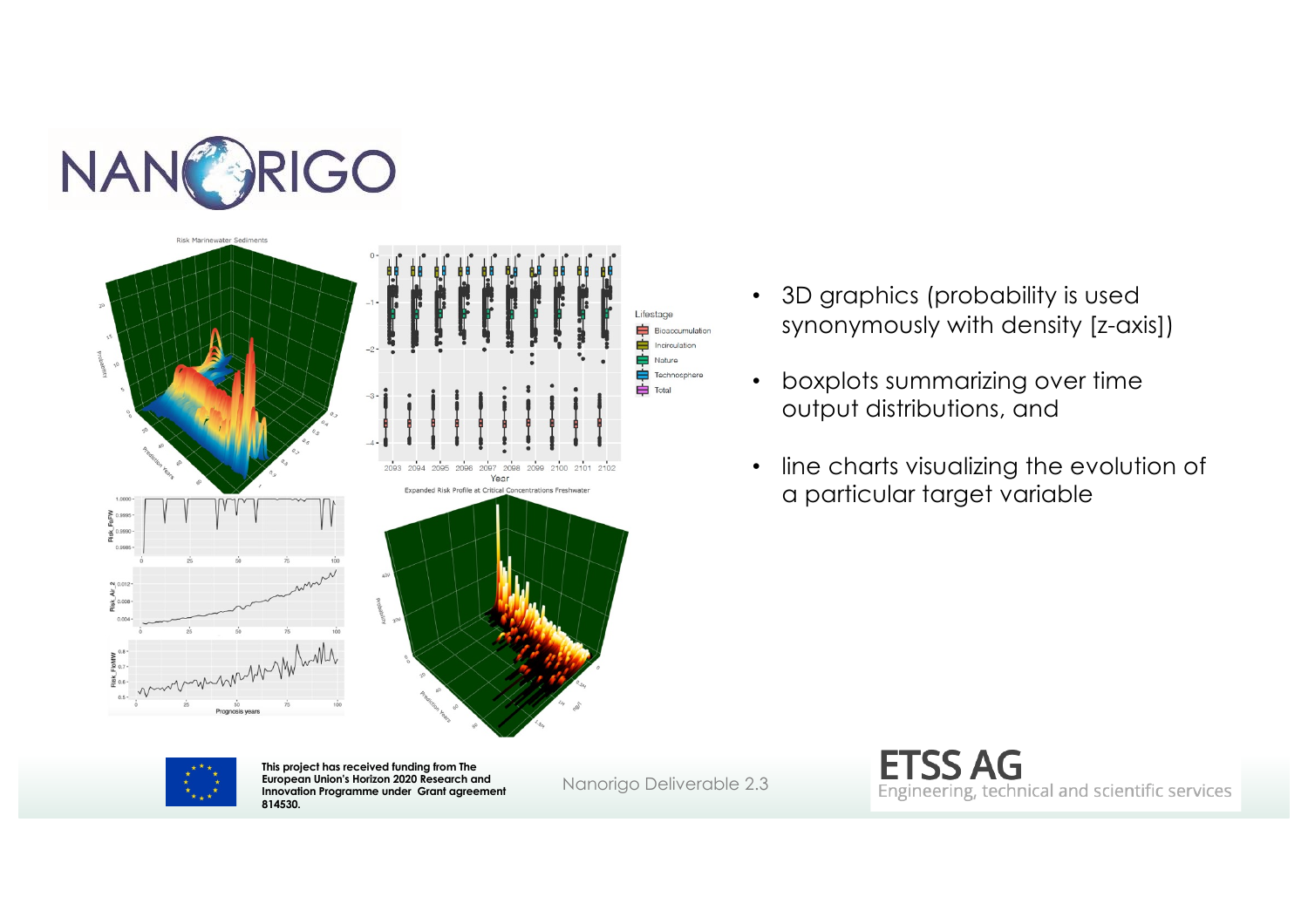- 3D graphics (probability is used synonymously with density [z-axis])
- boxplots summarizing over time output distributions, and
- line charts visualizing the evolution of a particular target variable

This project has received funding from The European Union's Horizon 2020 Research and Innovation Programme under Grant agreement 814530.

Nanorigo Deliverable 2.3